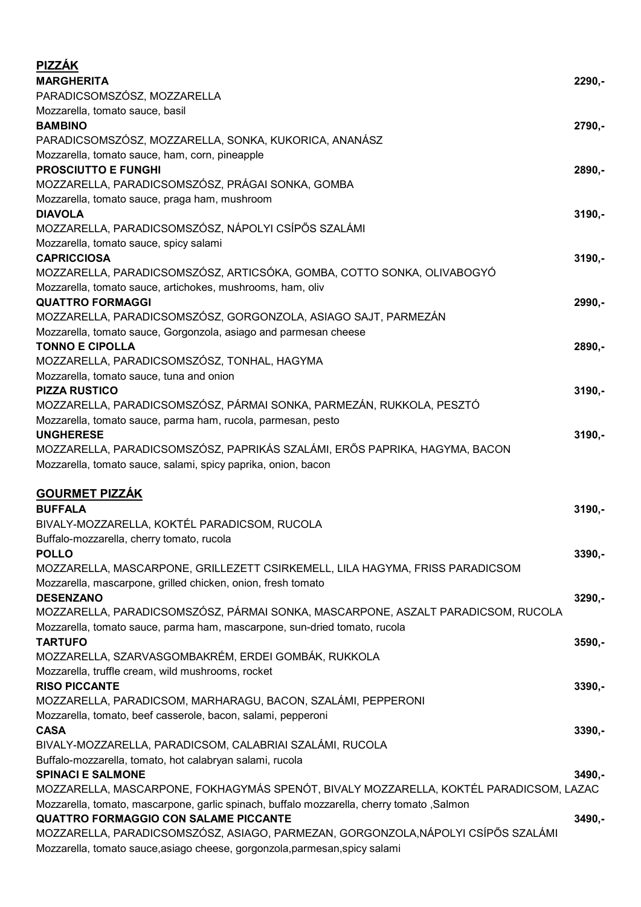## PIZZÁK

**MARGHERITA** **2290,-**
PARADICSOMSZÓSZ, MOZZARELLA
Mozzarella, tomato sauce, basil

**BAMBINO** **2790,-**
PARADICSOMSZÓSZ, MOZZARELLA, SONKA, KUKORICA, ANANÁSZ
Mozzarella, tomato sauce, ham, corn, pineapple

**PROSCIUTTO E FUNGHI** **2890,-**
MOZZARELLA, PARADICSOMSZÓSZ, PRÁGAI SONKA, GOMBA
Mozzarella, tomato sauce, praga ham, mushroom

**DIAVOLA** **3190,-**
MOZZARELLA, PARADICSOMSZÓSZ, NÁPOLYI CSÍPŐS SZALÁMI
Mozzarella, tomato sauce, spicy salami

**CAPRICCIOSA** **3190,-**
MOZZARELLA, PARADICSOMSZÓSZ, ARTICSÓKA, GOMBA, COTTO SONKA, OLIVABOGYÓ
Mozzarella, tomato sauce, artichokes, mushrooms, ham, oliv

**QUATTRO FORMAGGI** **2990,-**
MOZZARELLA, PARADICSOMSZÓSZ, GORGONZOLA, ASIAGO SAJT, PARMEZÁN
Mozzarella, tomato sauce, Gorgonzola, asiago and parmesan cheese

**TONNO E CIPOLLA** **2890,-**
MOZZARELLA, PARADICSOMSZÓSZ, TONHAL, HAGYMA
Mozzarella, tomato sauce, tuna and onion

**PIZZA RUSTICO** **3190,-**
MOZZARELLA, PARADICSOMSZÓSZ, PÁRMAI SONKA, PARMEZÁN, RUKKOLA, PESZTÓ
Mozzarella, tomato sauce, parma ham, rucola, parmesan, pesto

**UNGHERESE** **3190,-**
MOZZARELLA, PARADICSOMSZÓSZ, PAPRIKÁS SZALÁMI, ERŐS PAPRIKA, HAGYMA, BACON
Mozzarella, tomato sauce, salami, spicy paprika, onion, bacon

## GOURMET PIZZÁK

**BUFFALA** **3190,-**
BIVALY-MOZZARELLA, KOKTÉL PARADICSOM, RUCOLA
Buffalo-mozzarella, cherry tomato, rucola

**POLLO** **3390,-**
MOZZARELLA, MASCARPONE, GRILLEZETT CSIRKEMELL, LILA HAGYMA, FRISS PARADICSOM
Mozzarella, mascarpone, grilled chicken, onion, fresh tomato

**DESENZANO** **3290,-**
MOZZARELLA, PARADICSOMSZÓSZ, PÁRMAI SONKA, MASCARPONE, ASZALT PARADICSOM, RUCOLA
Mozzarella, tomato sauce, parma ham, mascarpone, sun-dried tomato, rucola

**TARTUFO** **3590,-**
MOZZARELLA, SZARVASGOMBAKRÉM, ERDEI GOMBÁK, RUKKOLA
Mozzarella, truffle cream, wild mushrooms, rocket

**RISO PICCANTE** **3390,-**
MOZZARELLA, PARADICSOM, MARHARAGU, BACON, SZALÁMI, PEPPERONI
Mozzarella, tomato, beef casserole, bacon, salami, pepperoni

**CASA** **3390,-**
BIVALY-MOZZARELLA, PARADICSOM, CALABRIAI SZALÁMI, RUCOLA
Buffalo-mozzarella, tomato, hot calabryan salami, rucola

**SPINACI E SALMONE** **3490,-**
MOZZARELLA, MASCARPONE, FOKHAGYMÁS SPENÓT, BIVALY MOZZARELLA, KOKTÉL PARADICSOM, LAZAC
Mozzarella, tomato, mascarpone, garlic spinach, buffalo mozzarella, cherry tomato ,Salmon

**QUATTRO FORMAGGIO CON SALAME PICCANTE** **3490,-**
MOZZARELLA, PARADICSOMSZÓSZ, ASIAGO, PARMEZAN, GORGONZOLA,NÁPOLYI CSÍPŐS SZALÁMI
Mozzarella, tomato sauce,asiago cheese, gorgonzola,parmesan,spicy salami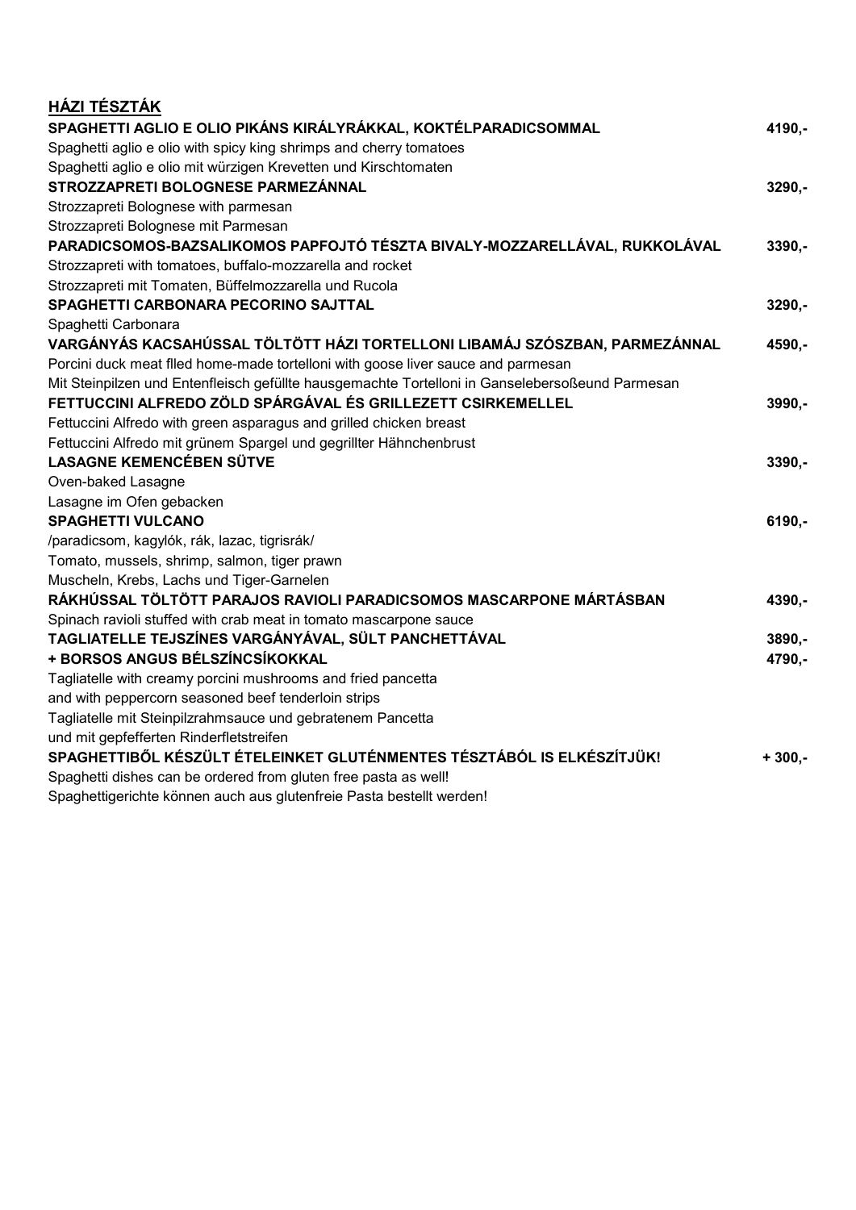## HÁZI TÉSZTÁK

**SPAGHETTI AGLIO E OLIO PIKÁNS KIRÁLYRÁKKAL, KOKTÉLPARADICSOMMAL** **4190,-**
Spaghetti aglio e olio with spicy king shrimps and cherry tomatoes
Spaghetti aglio e olio mit würzigen Krevetten und Kirschtomaten

**STROZZAPRETI BOLOGNESE PARMEZÁNNAL** **3290,-**
Strozzapreti Bolognese with parmesan
Strozzapreti Bolognese mit Parmesan

**PARADICSOMOS-BAZSALIKOMOS PAPFOJTÓ TÉSZTA BIVALY-MOZZARELLÁVAL, RUKKOLÁVAL** **3390,-**
Strozzapreti with tomatoes, buffalo-mozzarella and rocket
Strozzapreti mit Tomaten, Büffelmozzarella und Rucola

**SPAGHETTI CARBONARA PECORINO SAJTTAL** **3290,-**
Spaghetti Carbonara

**VARGÁNYÁS KACSAHÚSSAL TÖLTÖTT HÁZI TORTELLONI LIBAMÁJ SZÓSZBAN, PARMEZÁNNAL** **4590,-**
Porcini duck meat flled home-made tortelloni with goose liver sauce and parmesan
Mit Steinpilzen und Entenfleisch gefüllte hausgemachte Tortelloni in Ganselebersoßeund Parmesan

**FETTUCCINI ALFREDO ZÖLD SPÁRGÁVAL ÉS GRILLEZETT CSIRKEMELLEL** **3990,-**
Fettuccini Alfredo with green asparagus and grilled chicken breast
Fettuccini Alfredo mit grünem Spargel und gegrillter Hähnchenbrust

**LASAGNE KEMENCÉBEN SÜTVE** **3390,-**
Oven-baked Lasagne
Lasagne im Ofen gebacken

**SPAGHETTI VULCANO** **6190,-**
/paradicsom, kagylók, rák, lazac, tigrisrák/
Tomato, mussels, shrimp, salmon, tiger prawn
Muscheln, Krebs, Lachs und Tiger-Garnelen

**RÁKHÚSSAL TÖLTÖTT PARAJOS RAVIOLI PARADICSOMOS MASCARPONE MÁRTÁSBAN** **4390,-**
Spinach ravioli stuffed with crab meat in tomato mascarpone sauce

**TAGLIATELLE TEJSZÍNES VARGÁNYÁVAL, SÜLT PANCHETTÁVAL** **3890,-**
**+ BORSOS ANGUS BÉLSZÍNCSÍKOKKAL** **4790,-**
Tagliatelle with creamy porcini mushrooms and fried pancetta
and with peppercorn seasoned beef tenderloin strips
Tagliatelle mit Steinpilzrahmsauce und gebratenem Pancetta
und mit gepfefferten Rinderfletstreifen

**SPAGHETTIBŐL KÉSZÜLT ÉTELEINKET GLUTÉNMENTES TÉSZTÁBÓL IS ELKÉSZÍTJÜK!** **+ 300,-**
Spaghetti dishes can be ordered from gluten free pasta as well!
Spaghettigerichte können auch aus glutenfreie Pasta bestellt werden!